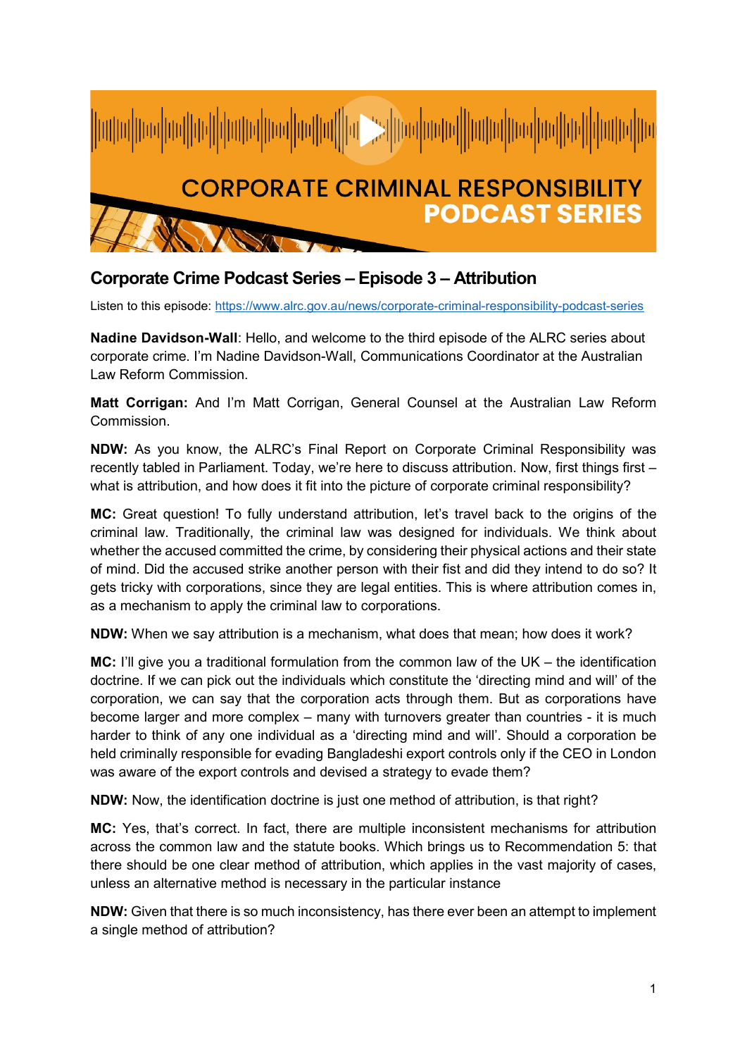CORPORATE CRIMINAL RESPONSIBILITY
PODCAST SERIES

## Corporate Crime Podcast Series – Episode 3 – Attribution

Listen to this episode: https://www.alrc.gov.au/news/corporate-criminal-responsibility-podcast-series

**Nadine Davidson-Wall**: Hello, and welcome to the third episode of the ALRC series about corporate crime. I'm Nadine Davidson-Wall, Communications Coordinator at the Australian Law Reform Commission.

**Matt Corrigan:** And I'm Matt Corrigan, General Counsel at the Australian Law Reform Commission.

**NDW:** As you know, the ALRC's Final Report on Corporate Criminal Responsibility was recently tabled in Parliament. Today, we're here to discuss attribution. Now, first things first – what is attribution, and how does it fit into the picture of corporate criminal responsibility?

**MC:** Great question! To fully understand attribution, let's travel back to the origins of the criminal law. Traditionally, the criminal law was designed for individuals. We think about whether the accused committed the crime, by considering their physical actions and their state of mind. Did the accused strike another person with their fist and did they intend to do so? It gets tricky with corporations, since they are legal entities. This is where attribution comes in, as a mechanism to apply the criminal law to corporations.

**NDW:** When we say attribution is a mechanism, what does that mean; how does it work?

**MC:** I'll give you a traditional formulation from the common law of the UK – the identification doctrine. If we can pick out the individuals which constitute the 'directing mind and will' of the corporation, we can say that the corporation acts through them. But as corporations have become larger and more complex – many with turnovers greater than countries - it is much harder to think of any one individual as a 'directing mind and will'. Should a corporation be held criminally responsible for evading Bangladeshi export controls only if the CEO in London was aware of the export controls and devised a strategy to evade them?

**NDW:** Now, the identification doctrine is just one method of attribution, is that right?

**MC:** Yes, that's correct. In fact, there are multiple inconsistent mechanisms for attribution across the common law and the statute books. Which brings us to Recommendation 5: that there should be one clear method of attribution, which applies in the vast majority of cases, unless an alternative method is necessary in the particular instance

**NDW:** Given that there is so much inconsistency, has there ever been an attempt to implement a single method of attribution?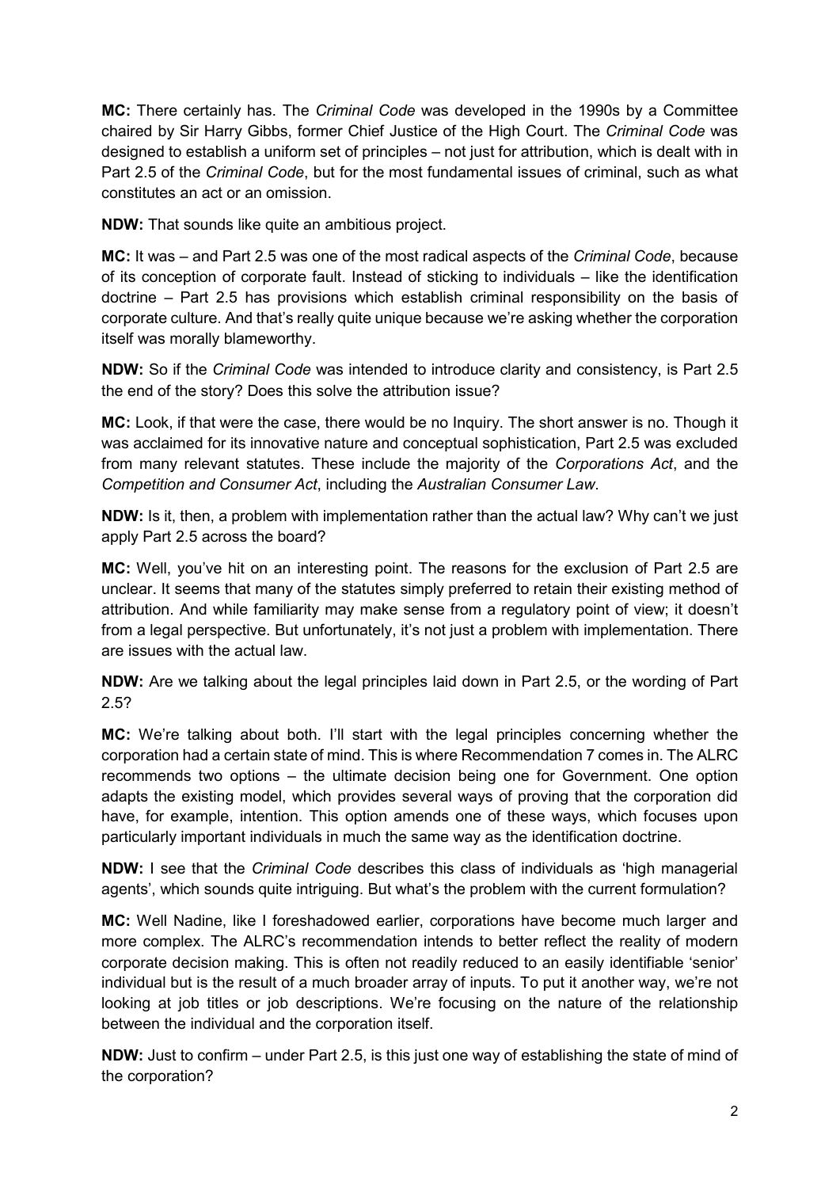**MC:** There certainly has. The *Criminal Code* was developed in the 1990s by a Committee chaired by Sir Harry Gibbs, former Chief Justice of the High Court. The *Criminal Code* was designed to establish a uniform set of principles – not just for attribution, which is dealt with in Part 2.5 of the *Criminal Code*, but for the most fundamental issues of criminal, such as what constitutes an act or an omission.

**NDW:** That sounds like quite an ambitious project.

**MC:** It was – and Part 2.5 was one of the most radical aspects of the *Criminal Code*, because of its conception of corporate fault. Instead of sticking to individuals – like the identification doctrine – Part 2.5 has provisions which establish criminal responsibility on the basis of corporate culture. And that's really quite unique because we're asking whether the corporation itself was morally blameworthy.

**NDW:** So if the *Criminal Code* was intended to introduce clarity and consistency, is Part 2.5 the end of the story? Does this solve the attribution issue?

**MC:** Look, if that were the case, there would be no Inquiry. The short answer is no. Though it was acclaimed for its innovative nature and conceptual sophistication, Part 2.5 was excluded from many relevant statutes. These include the majority of the *Corporations Act*, and the *Competition and Consumer Act*, including the *Australian Consumer Law*.

**NDW:** Is it, then, a problem with implementation rather than the actual law? Why can't we just apply Part 2.5 across the board?

**MC:** Well, you've hit on an interesting point. The reasons for the exclusion of Part 2.5 are unclear. It seems that many of the statutes simply preferred to retain their existing method of attribution. And while familiarity may make sense from a regulatory point of view; it doesn't from a legal perspective. But unfortunately, it's not just a problem with implementation. There are issues with the actual law.

**NDW:** Are we talking about the legal principles laid down in Part 2.5, or the wording of Part 2.5?

**MC:** We're talking about both. I'll start with the legal principles concerning whether the corporation had a certain state of mind. This is where Recommendation 7 comes in. The ALRC recommends two options – the ultimate decision being one for Government. One option adapts the existing model, which provides several ways of proving that the corporation did have, for example, intention. This option amends one of these ways, which focuses upon particularly important individuals in much the same way as the identification doctrine.

**NDW:** I see that the *Criminal Code* describes this class of individuals as 'high managerial agents', which sounds quite intriguing. But what's the problem with the current formulation?

**MC:** Well Nadine, like I foreshadowed earlier, corporations have become much larger and more complex. The ALRC's recommendation intends to better reflect the reality of modern corporate decision making. This is often not readily reduced to an easily identifiable 'senior' individual but is the result of a much broader array of inputs. To put it another way, we're not looking at job titles or job descriptions. We're focusing on the nature of the relationship between the individual and the corporation itself.

**NDW:** Just to confirm – under Part 2.5, is this just one way of establishing the state of mind of the corporation?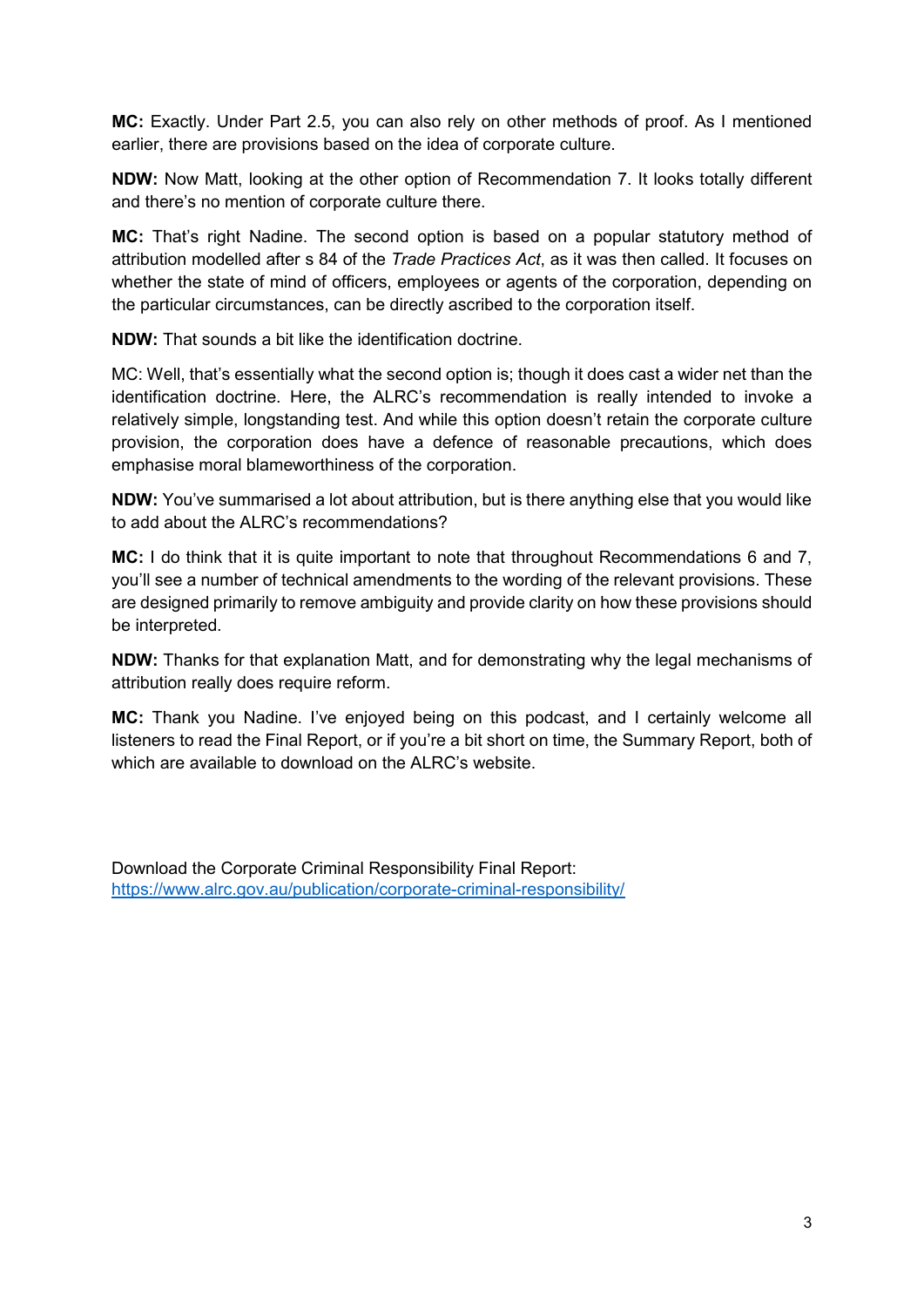**MC:** Exactly. Under Part 2.5, you can also rely on other methods of proof. As I mentioned earlier, there are provisions based on the idea of corporate culture.

**NDW:** Now Matt, looking at the other option of Recommendation 7. It looks totally different and there's no mention of corporate culture there.

**MC:** That's right Nadine. The second option is based on a popular statutory method of attribution modelled after s 84 of the *Trade Practices Act*, as it was then called. It focuses on whether the state of mind of officers, employees or agents of the corporation, depending on the particular circumstances, can be directly ascribed to the corporation itself.

**NDW:** That sounds a bit like the identification doctrine.

MC: Well, that's essentially what the second option is; though it does cast a wider net than the identification doctrine. Here, the ALRC's recommendation is really intended to invoke a relatively simple, longstanding test. And while this option doesn't retain the corporate culture provision, the corporation does have a defence of reasonable precautions, which does emphasise moral blameworthiness of the corporation.

**NDW:** You've summarised a lot about attribution, but is there anything else that you would like to add about the ALRC's recommendations?

**MC:** I do think that it is quite important to note that throughout Recommendations 6 and 7, you'll see a number of technical amendments to the wording of the relevant provisions. These are designed primarily to remove ambiguity and provide clarity on how these provisions should be interpreted.

**NDW:** Thanks for that explanation Matt, and for demonstrating why the legal mechanisms of attribution really does require reform.

**MC:** Thank you Nadine. I've enjoyed being on this podcast, and I certainly welcome all listeners to read the Final Report, or if you're a bit short on time, the Summary Report, both of which are available to download on the ALRC's website.

Download the Corporate Criminal Responsibility Final Report:
[https://www.alrc.gov.au/publication/corporate-criminal-responsibility/](https://www.alrc.gov.au/publication/corporate-criminal-responsibility/)